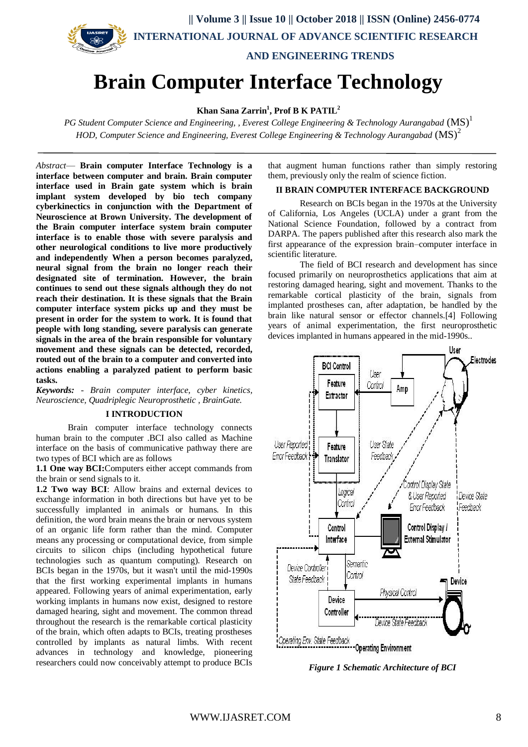# Brain Computer Interface Technology

**Khan Sana Zarrin[1], Prof B K PATIL[2]**

*PG Student Computer Science and Engineering, , Everest College Engineering & Technology Aurangabad* (MS)[1]
*HOD, Computer Science and Engineering, Everest College Engineering & Technology Aurangabad* (MS)[2]

*Abstract*— **Brain computer Interface Technology is a interface between computer and brain. Brain computer interface used in Brain gate system which is brain implant system developed by bio tech company cyberkinectics in conjunction with the Department of Neuroscience at Brown University. The development of the Brain computer interface system brain computer interface is to enable those with severe paralysis and other neurological conditions to live more productively and independently When a person becomes paralyzed, neural signal from the brain no longer reach their designated site of termination. However, the brain continues to send out these signals although they do not reach their destination. It is these signals that the Brain computer interface system picks up and they must be present in order for the system to work. It is found that people with long standing, severe paralysis can generate signals in the area of the brain responsible for voluntary movement and these signals can be detected, recorded, routed out of the brain to a computer and converted into actions enabling a paralyzed patient to perform basic tasks.**

***Keywords:*** *- Brain computer interface, cyber kinetics, Neuroscience, Quadriplegic Neuroprosthetic , BrainGate.*

## I INTRODUCTION

Brain computer interface technology connects human brain to the computer .BCI also called as Machine interface on the basis of communicative pathway there are two types of BCI which are as follows

**1.1 One way BCI:**Computers either accept commands from the brain or send signals to it.

**1.2 Two way BCI**: Allow brains and external devices to exchange information in both directions but have yet to be successfully implanted in animals or humans. In this definition, the word brain means the brain or nervous system of an organic life form rather than the mind. Computer means any processing or computational device, from simple circuits to silicon chips (including hypothetical future technologies such as quantum computing). Research on BCIs began in the 1970s, but it wasn't until the mid-1990s that the first working experimental implants in humans appeared. Following years of animal experimentation, early working implants in humans now exist, designed to restore damaged hearing, sight and movement. The common thread throughout the research is the remarkable cortical plasticity of the brain, which often adapts to BCIs, treating prostheses controlled by implants as natural limbs. With recent advances in technology and knowledge, pioneering researchers could now conceivably attempt to produce BCIs that augment human functions rather than simply restoring them, previously only the realm of science fiction.

## II BRAIN COMPUTER INTERFACE BACKGROUND

Research on BCIs began in the 1970s at the University of California, Los Angeles (UCLA) under a grant from the National Science Foundation, followed by a contract from DARPA. The papers published after this research also mark the first appearance of the expression brain–computer interface in scientific literature.

The field of BCI research and development has since focused primarily on neuroprosthetics applications that aim at restoring damaged hearing, sight and movement. Thanks to the remarkable cortical plasticity of the brain, signals from implanted prostheses can, after adaptation, be handled by the brain like natural sensor or effector channels.[4] Following years of animal experimentation, the first neuroprosthetic devices implanted in humans appeared in the mid-1990s..

*Figure 1 Schematic Architecture of BCI*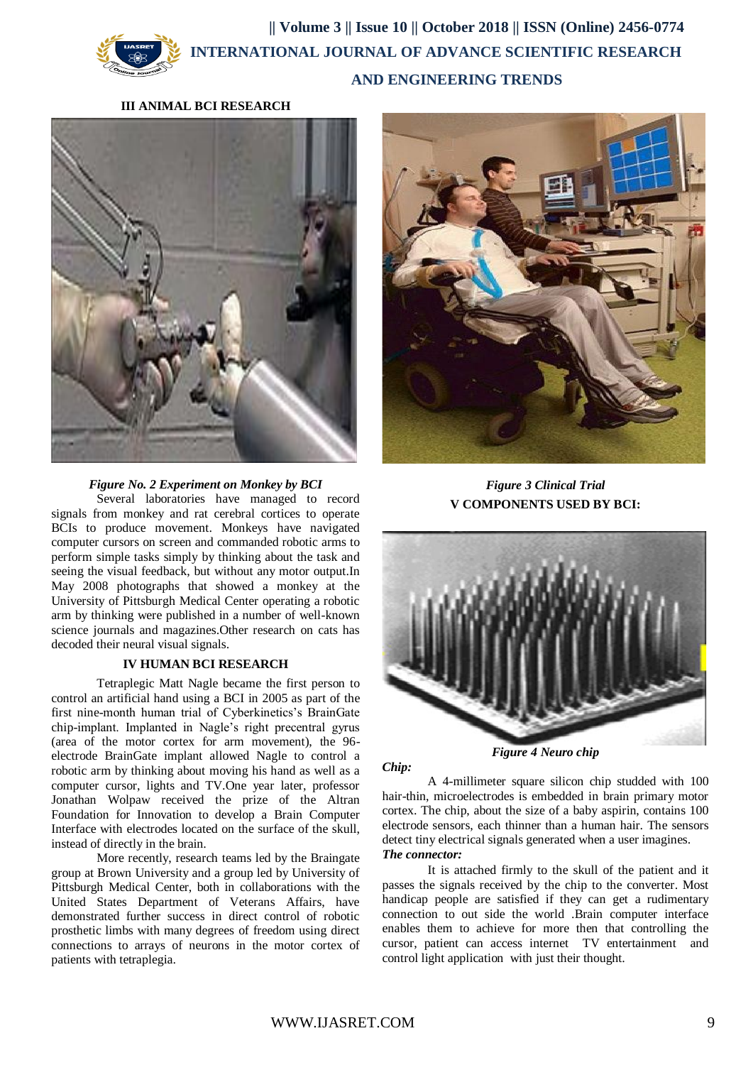## III ANIMAL BCI RESEARCH

*Figure No. 2 Experiment on Monkey by BCI*

Several laboratories have managed to record signals from monkey and rat cerebral cortices to operate BCIs to produce movement. Monkeys have navigated computer cursors on screen and commanded robotic arms to perform simple tasks simply by thinking about the task and seeing the visual feedback, but without any motor output.In May 2008 photographs that showed a monkey at the University of Pittsburgh Medical Center operating a robotic arm by thinking were published in a number of well-known science journals and magazines.Other research on cats has decoded their neural visual signals.

## IV HUMAN BCI RESEARCH

Tetraplegic Matt Nagle became the first person to control an artificial hand using a BCI in 2005 as part of the first nine-month human trial of Cyberkinetics's BrainGate chip-implant. Implanted in Nagle's right precentral gyrus (area of the motor cortex for arm movement), the 96-electrode BrainGate implant allowed Nagle to control a robotic arm by thinking about moving his hand as well as a computer cursor, lights and TV.One year later, professor Jonathan Wolpaw received the prize of the Altran Foundation for Innovation to develop a Brain Computer Interface with electrodes located on the surface of the skull, instead of directly in the brain.

More recently, research teams led by the Braingate group at Brown University and a group led by University of Pittsburgh Medical Center, both in collaborations with the United States Department of Veterans Affairs, have demonstrated further success in direct control of robotic prosthetic limbs with many degrees of freedom using direct connections to arrays of neurons in the motor cortex of patients with tetraplegia.

*Figure 3 Clinical Trial*

## V COMPONENTS USED BY BCI:

*Figure 4 Neuro chip*

***Chip:***

A 4-millimeter square silicon chip studded with 100 hair-thin, microelectrodes is embedded in brain primary motor cortex. The chip, about the size of a baby aspirin, contains 100 electrode sensors, each thinner than a human hair. The sensors detect tiny electrical signals generated when a user imagines.

***The connector:***

It is attached firmly to the skull of the patient and it passes the signals received by the chip to the converter. Most handicap people are satisfied if they can get a rudimentary connection to out side the world .Brain computer interface enables them to achieve for more then that controlling the cursor, patient can access internet TV entertainment and control light application with just their thought.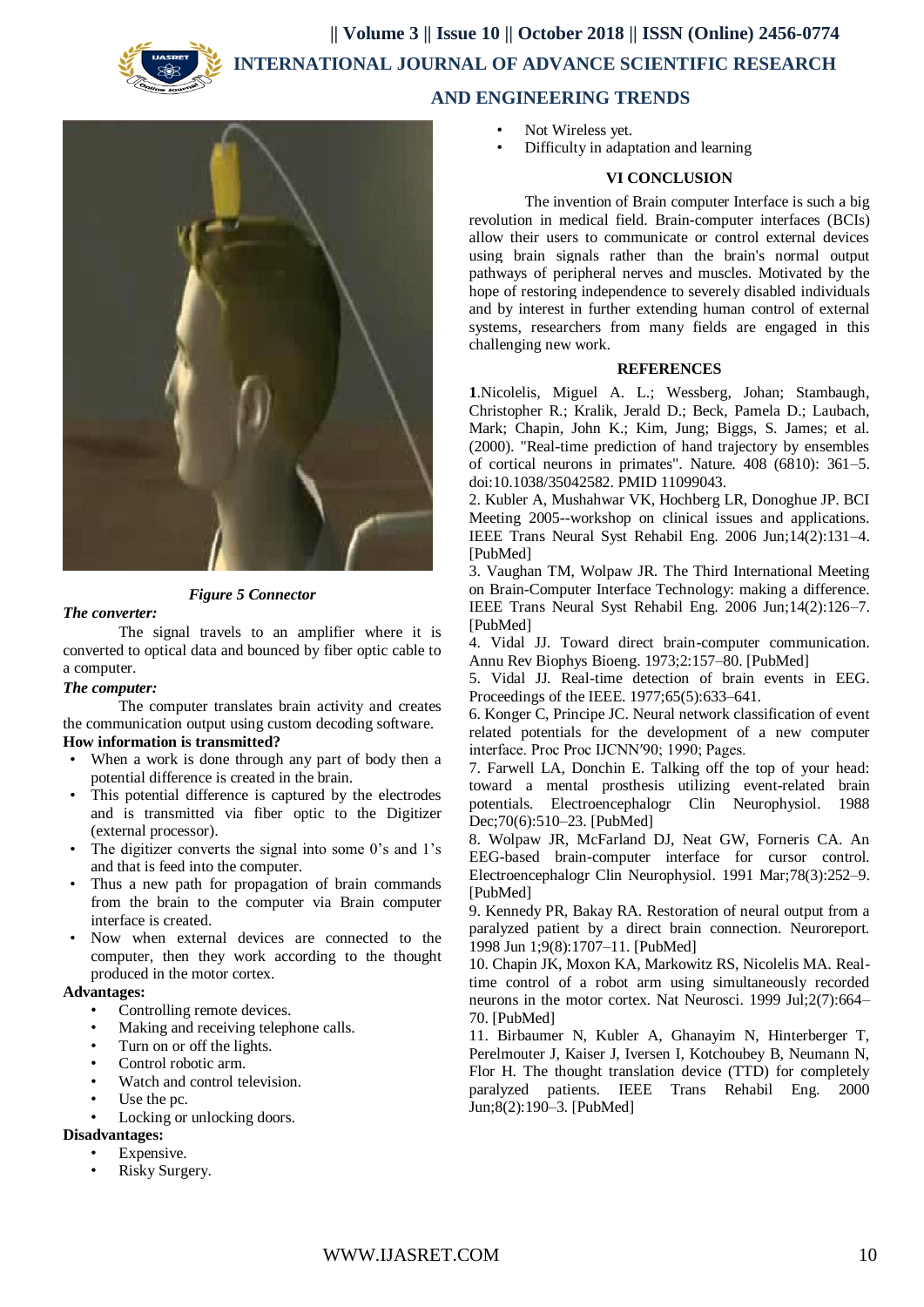*Figure 5 Connector*

***The converter:***

The signal travels to an amplifier where it is converted to optical data and bounced by fiber optic cable to a computer.

***The computer:***

The computer translates brain activity and creates the communication output using custom decoding software.

**How information is transmitted?**

- When a work is done through any part of body then a potential difference is created in the brain.
- This potential difference is captured by the electrodes and is transmitted via fiber optic to the Digitizer (external processor).
- The digitizer converts the signal into some 0's and 1's and that is feed into the computer.
- Thus a new path for propagation of brain commands from the brain to the computer via Brain computer interface is created.
- Now when external devices are connected to the computer, then they work according to the thought produced in the motor cortex.

**Advantages:**

- Controlling remote devices.
- Making and receiving telephone calls.
- Turn on or off the lights.
- Control robotic arm.
- Watch and control television.
- Use the pc.
- Locking or unlocking doors.

**Disadvantages:**

- Expensive.
- Risky Surgery.
- Not Wireless yet.
- Difficulty in adaptation and learning

## VI CONCLUSION

The invention of Brain computer Interface is such a big revolution in medical field. Brain-computer interfaces (BCIs) allow their users to communicate or control external devices using brain signals rather than the brain's normal output pathways of peripheral nerves and muscles. Motivated by the hope of restoring independence to severely disabled individuals and by interest in further extending human control of external systems, researchers from many fields are engaged in this challenging new work.

## REFERENCES

**1**.Nicolelis, Miguel A. L.; Wessberg, Johan; Stambaugh, Christopher R.; Kralik, Jerald D.; Beck, Pamela D.; Laubach, Mark; Chapin, John K.; Kim, Jung; Biggs, S. James; et al. (2000). "Real-time prediction of hand trajectory by ensembles of cortical neurons in primates". Nature. 408 (6810): 361–5. doi:10.1038/35042582. PMID 11099043.

2. Kubler A, Mushahwar VK, Hochberg LR, Donoghue JP. BCI Meeting 2005--workshop on clinical issues and applications. IEEE Trans Neural Syst Rehabil Eng. 2006 Jun;14(2):131–4. [PubMed]

3. Vaughan TM, Wolpaw JR. The Third International Meeting on Brain-Computer Interface Technology: making a difference. IEEE Trans Neural Syst Rehabil Eng. 2006 Jun;14(2):126–7. [PubMed]

4. Vidal JJ. Toward direct brain-computer communication. Annu Rev Biophys Bioeng. 1973;2:157–80. [PubMed]

5. Vidal JJ. Real-time detection of brain events in EEG. Proceedings of the IEEE. 1977;65(5):633–641.

6. Konger C, Principe JC. Neural network classification of event related potentials for the development of a new computer interface. Proc Proc IJCNN′90; 1990; Pages.

7. Farwell LA, Donchin E. Talking off the top of your head: toward a mental prosthesis utilizing event-related brain potentials. Electroencephalogr Clin Neurophysiol. 1988 Dec;70(6):510–23. [PubMed]

8. Wolpaw JR, McFarland DJ, Neat GW, Forneris CA. An EEG-based brain-computer interface for cursor control. Electroencephalogr Clin Neurophysiol. 1991 Mar;78(3):252–9. [PubMed]

9. Kennedy PR, Bakay RA. Restoration of neural output from a paralyzed patient by a direct brain connection. Neuroreport. 1998 Jun 1;9(8):1707–11. [PubMed]

10. Chapin JK, Moxon KA, Markowitz RS, Nicolelis MA. Real-time control of a robot arm using simultaneously recorded neurons in the motor cortex. Nat Neurosci. 1999 Jul;2(7):664–70. [PubMed]

11. Birbaumer N, Kubler A, Ghanayim N, Hinterberger T, Perelmouter J, Kaiser J, Iversen I, Kotchoubey B, Neumann N, Flor H. The thought translation device (TTD) for completely paralyzed patients. IEEE Trans Rehabil Eng. 2000 Jun;8(2):190–3. [PubMed]